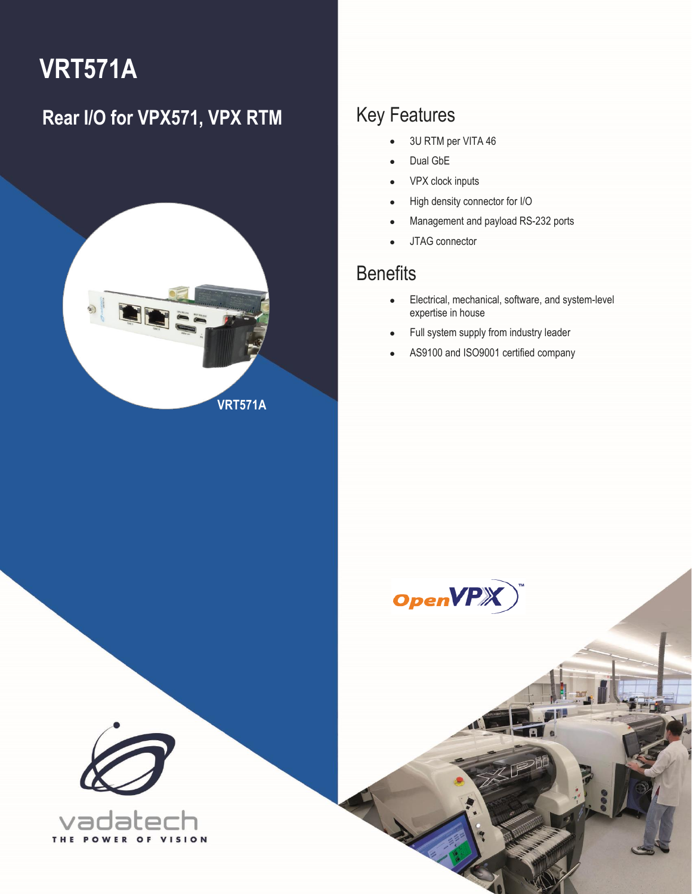# VRT571A

## Rear I/O for VPX571, VPX RTM

VRT571A

## Key Features

- 3U RTM per VITA 46
- Dual GbE
- VPX clock inputs
- High density connector for I/O
- Management and payload RS-232 ports
- JTAG connector

## Benefits

- Electrical, mechanical, software, and system-level expertise in house
- Full system supply from industry leader
- AS9100 and ISO9001 certified company

vadatech
THE POWER OF VISION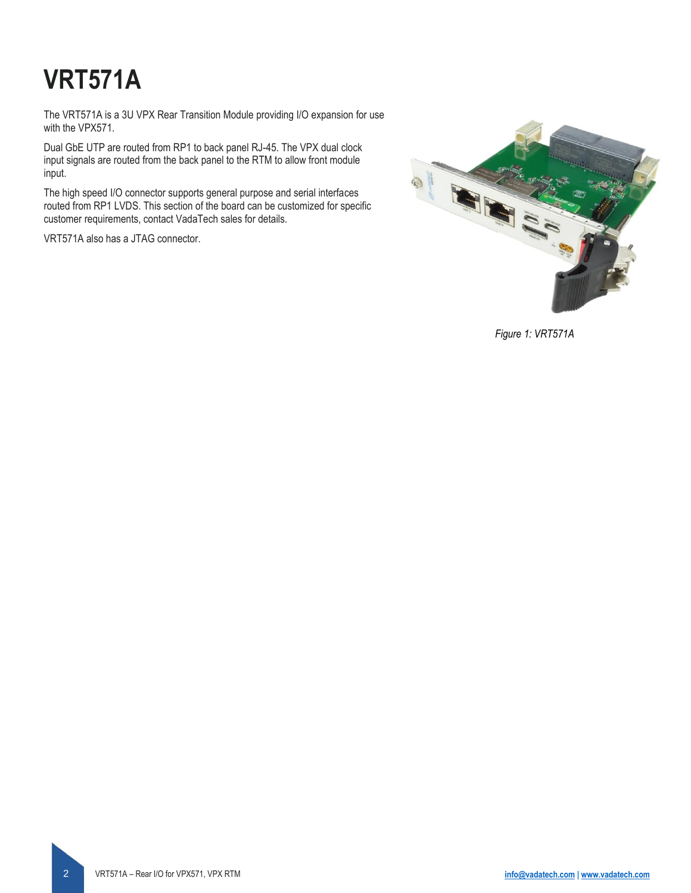# VRT571A

The VRT571A is a 3U VPX Rear Transition Module providing I/O expansion for use with the VPX571.

Dual GbE UTP are routed from RP1 to back panel RJ-45. The VPX dual clock input signals are routed from the back panel to the RTM to allow front module input.

The high speed I/O connector supports general purpose and serial interfaces routed from RP1 LVDS. This section of the board can be customized for specific customer requirements, contact VadaTech sales for details.

VRT571A also has a JTAG connector.

*Figure 1: VRT571A*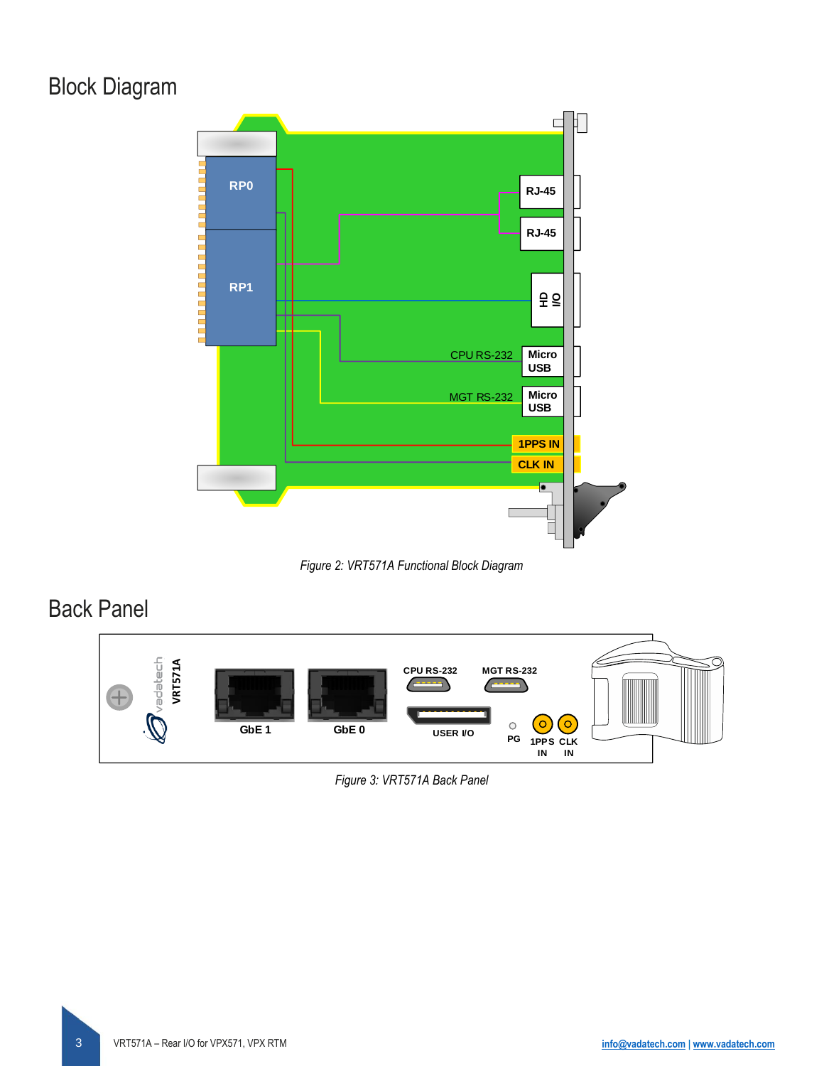# Block Diagram

*Figure 2: VRT571A Functional Block Diagram*

# Back Panel

*Figure 3: VRT571A Back Panel*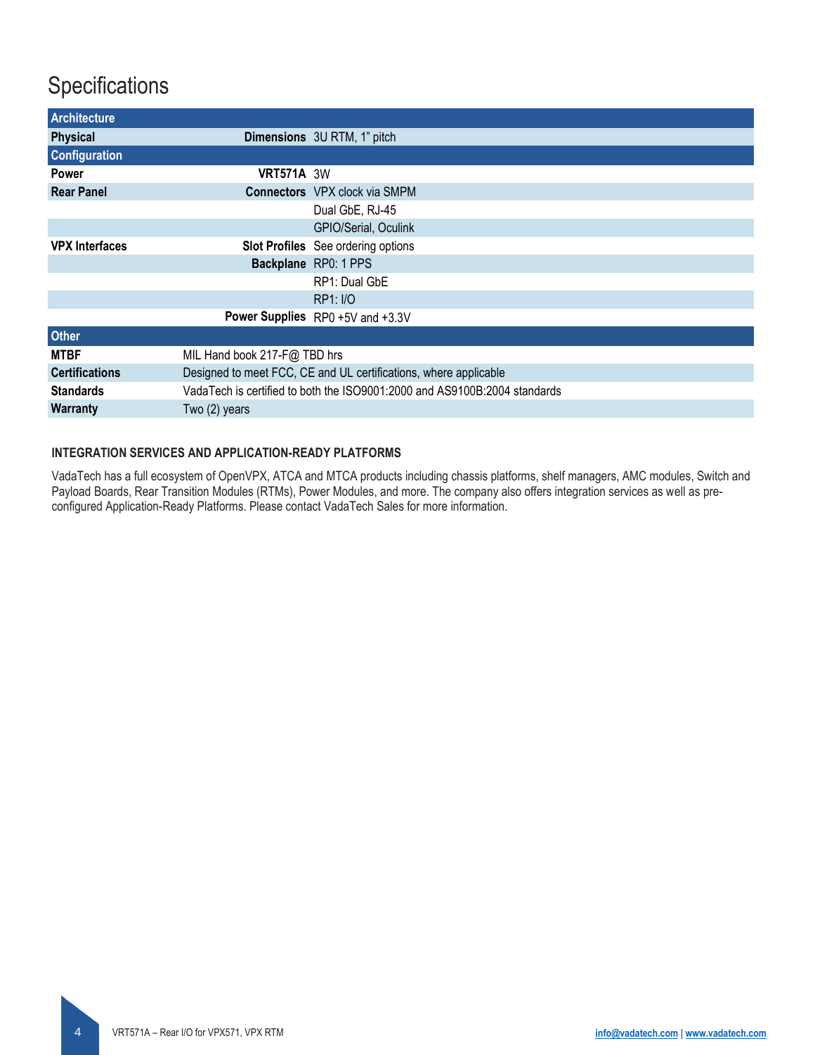# Specifications

| Architecture | | |
|---|---|---|
| **Physical** | **Dimensions** | 3U RTM, 1" pitch |
| **Configuration** | | |
| **Power** | **VRT571A** | 3W |
| **Rear Panel** | **Connectors** | VPX clock via SMPM |
| | | Dual GbE, RJ-45 |
| | | GPIO/Serial, Oculink |
| **VPX Interfaces** | **Slot Profiles** | See ordering options |
| | **Backplane** | RP0: 1 PPS |
| | | RP1: Dual GbE |
| | | RP1: I/O |
| | **Power Supplies** | RP0 +5V and +3.3V |
| **Other** | | |
| **MTBF** | MIL Hand book 217-F@ TBD hrs | |
| **Certifications** | Designed to meet FCC, CE and UL certifications, where applicable | |
| **Standards** | VadaTech is certified to both the ISO9001:2000 and AS9100B:2004 standards | |
| **Warranty** | Two (2) years | |

### INTEGRATION SERVICES AND APPLICATION-READY PLATFORMS

VadaTech has a full ecosystem of OpenVPX, ATCA and MTCA products including chassis platforms, shelf managers, AMC modules, Switch and Payload Boards, Rear Transition Modules (RTMs), Power Modules, and more. The company also offers integration services as well as pre-configured Application-Ready Platforms. Please contact VadaTech Sales for more information.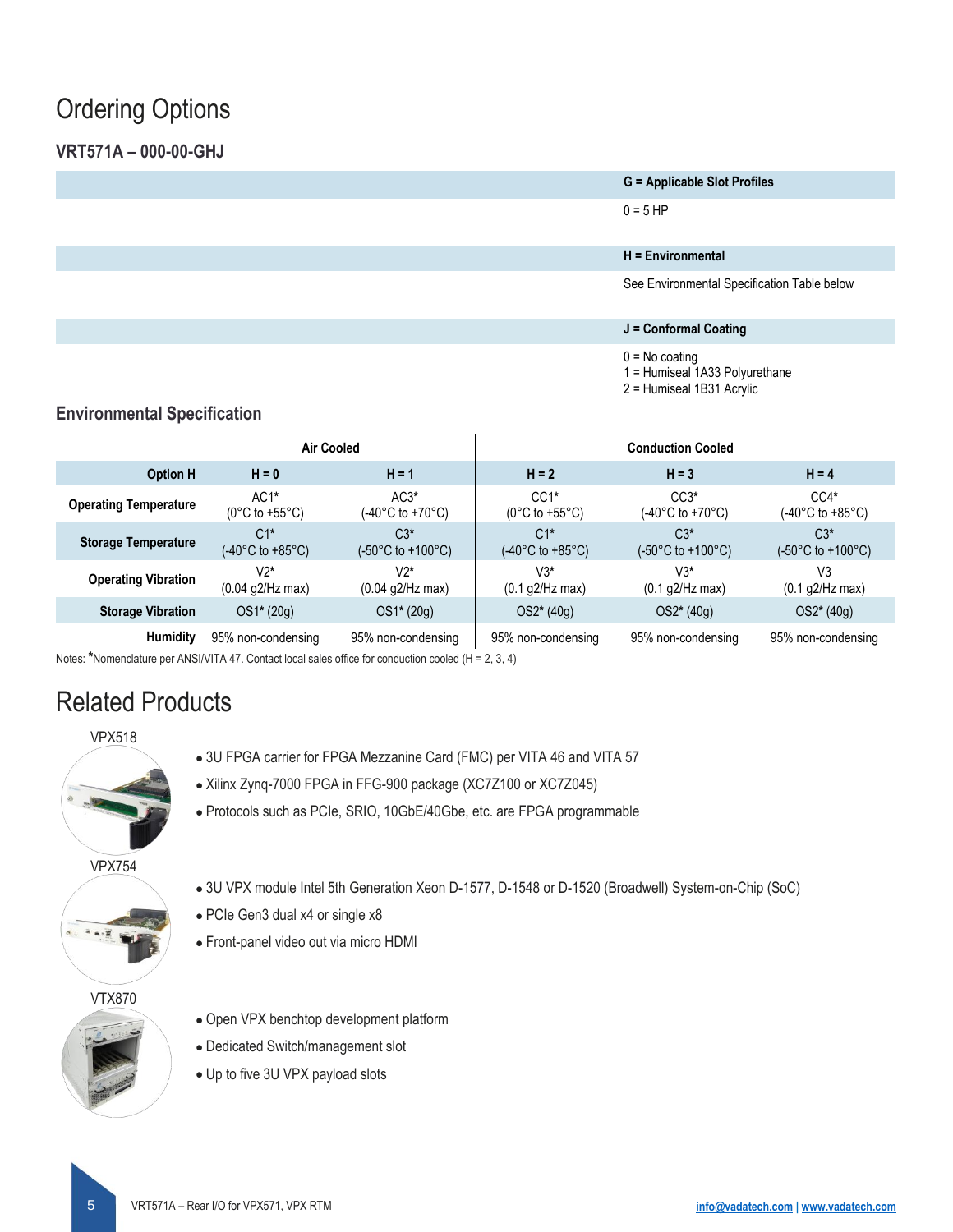# Ordering Options

### VRT571A – 000-00-GHJ

| G = Applicable Slot Profiles |
|---|
| 0 = 5 HP |

| H = Environmental |
|---|
| See Environmental Specification Table below |

| J = Conformal Coating |
|---|
| 0 = No coating<br>1 = Humiseal 1A33 Polyurethane<br>2 = Humiseal 1B31 Acrylic |

### Environmental Specification

| | Air Cooled | | Conduction Cooled | | |
|---|---|---|---|---|---|
| **Option H** | **H = 0** | **H = 1** | **H = 2** | **H = 3** | **H = 4** |
| **Operating Temperature** | AC1* (0°C to +55°C) | AC3* (-40°C to +70°C) | CC1* (0°C to +55°C) | CC3* (-40°C to +70°C) | CC4* (-40°C to +85°C) |
| **Storage Temperature** | C1* (-40°C to +85°C) | C3* (-50°C to +100°C) | C1* (-40°C to +85°C) | C3* (-50°C to +100°C) | C3* (-50°C to +100°C) |
| **Operating Vibration** | V2* (0.04 g2/Hz max) | V2* (0.04 g2/Hz max) | V3* (0.1 g2/Hz max) | V3* (0.1 g2/Hz max) | V3 (0.1 g2/Hz max) |
| **Storage Vibration** | OS1* (20g) | OS1* (20g) | OS2* (40g) | OS2* (40g) | OS2* (40g) |
| **Humidity** | 95% non-condensing | 95% non-condensing | 95% non-condensing | 95% non-condensing | 95% non-condensing |

Notes: *Nomenclature per ANSI/VITA 47. Contact local sales office for conduction cooled (H = 2, 3, 4)

# Related Products

**VPX518**

- 3U FPGA carrier for FPGA Mezzanine Card (FMC) per VITA 46 and VITA 57
- Xilinx Zynq-7000 FPGA in FFG-900 package (XC7Z100 or XC7Z045)
- Protocols such as PCIe, SRIO, 10GbE/40Gbe, etc. are FPGA programmable

**VPX754**

- 3U VPX module Intel 5th Generation Xeon D-1577, D-1548 or D-1520 (Broadwell) System-on-Chip (SoC)
- PCIe Gen3 dual x4 or single x8
- Front-panel video out via micro HDMI

**VTX870**

- Open VPX benchtop development platform
- Dedicated Switch/management slot
- Up to five 3U VPX payload slots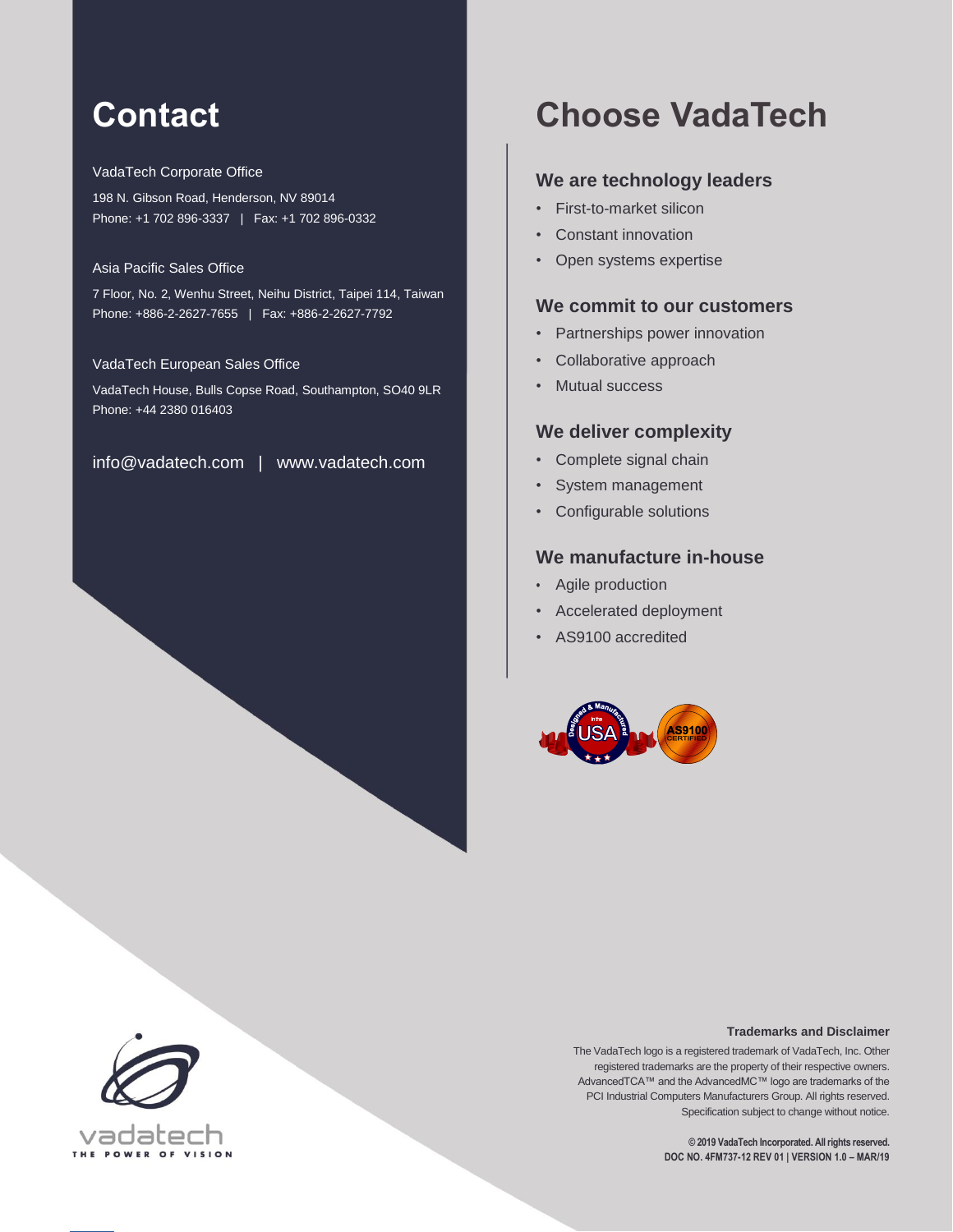# Contact

VadaTech Corporate Office

198 N. Gibson Road, Henderson, NV 89014
Phone: +1 702 896-3337 | Fax: +1 702 896-0332

Asia Pacific Sales Office

7 Floor, No. 2, Wenhu Street, Neihu District, Taipei 114, Taiwan
Phone: +886-2-2627-7655 | Fax: +886-2-2627-7792

VadaTech European Sales Office

VadaTech House, Bulls Copse Road, Southampton, SO40 9LR
Phone: +44 2380 016403

info@vadatech.com | www.vadatech.com

# Choose VadaTech

## We are technology leaders

- First-to-market silicon
- Constant innovation
- Open systems expertise

## We commit to our customers

- Partnerships power innovation
- Collaborative approach
- Mutual success

## We deliver complexity

- Complete signal chain
- System management
- Configurable solutions

## We manufacture in-house

- Agile production
- Accelerated deployment
- AS9100 accredited

Designed & Manufactured in the USA

AS9100 CERTIFIED

vadatech
THE POWER OF VISION

**Trademarks and Disclaimer**

The VadaTech logo is a registered trademark of VadaTech, Inc. Other registered trademarks are the property of their respective owners. AdvancedTCA™ and the AdvancedMC™ logo are trademarks of the PCI Industrial Computers Manufacturers Group. All rights reserved. Specification subject to change without notice.

**© 2019 VadaTech Incorporated. All rights reserved.**
**DOC NO. 4FM737-12 REV 01 | VERSION 1.0 – MAR/19**